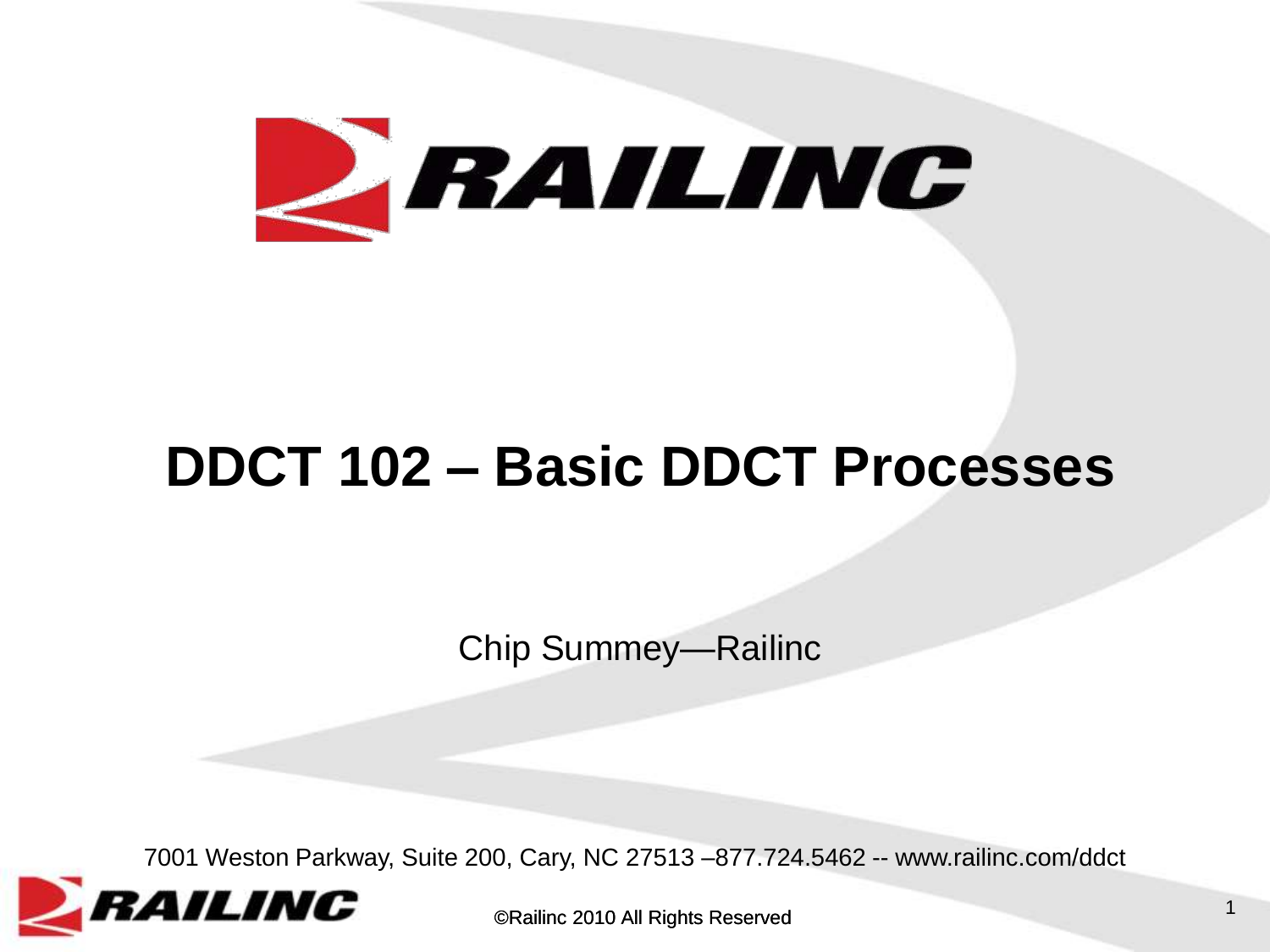# DDCT 102 – Basic DDCT Processes

Chip Summey—Railinc

7001 Weston Parkway, Suite 200, Cary, NC 27513 –877.724.5462 -- www.railinc.com/ddct

©Railinc 2010 All Rights Reserved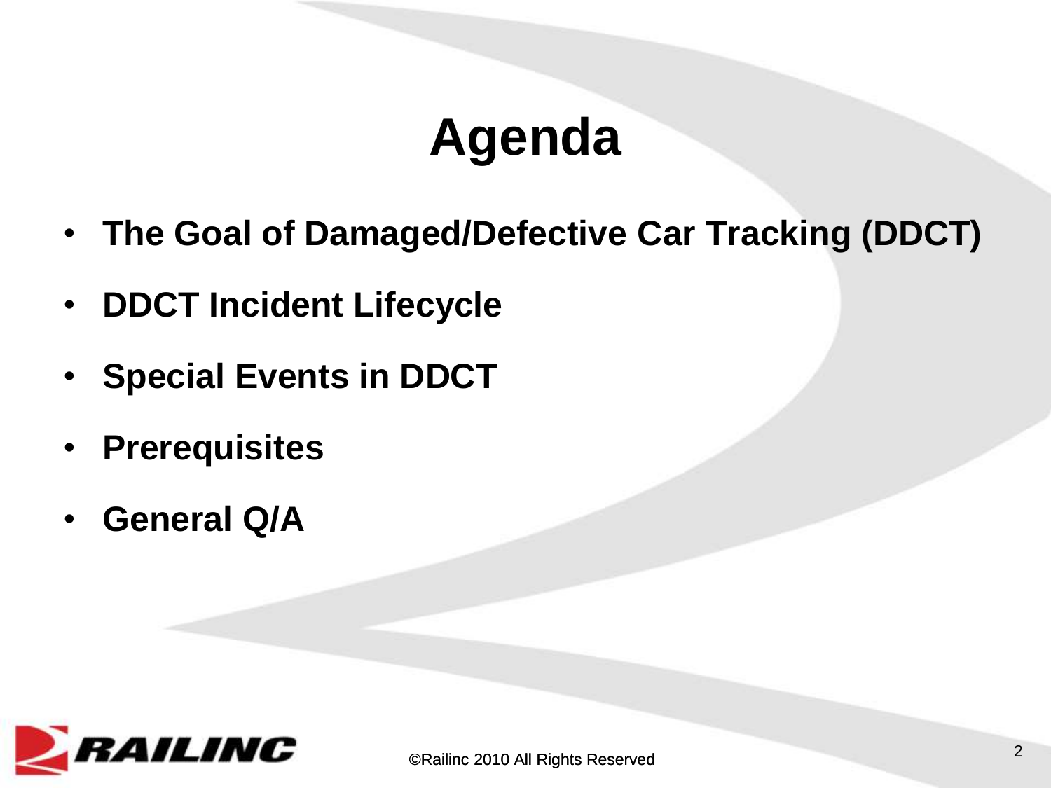# Agenda

- **The Goal of Damaged/Defective Car Tracking (DDCT)**
- **DDCT Incident Lifecycle**
- **Special Events in DDCT**
- **Prerequisites**
- **General Q/A**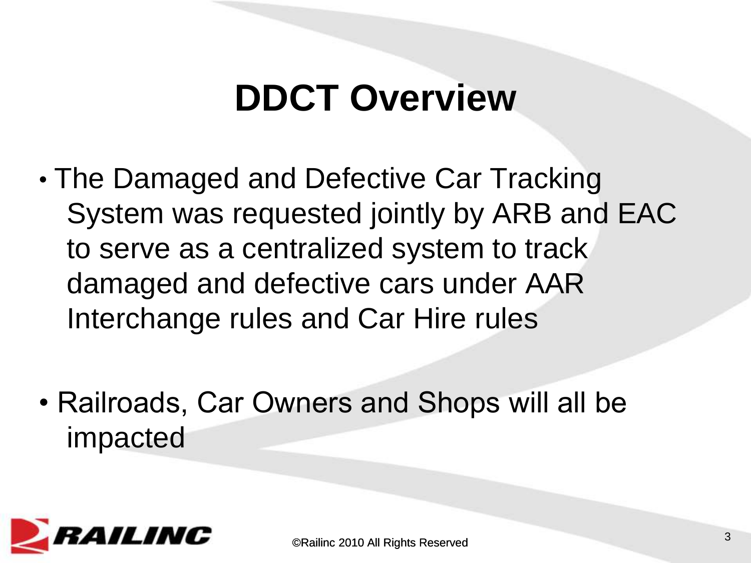# DDCT Overview

- The Damaged and Defective Car Tracking System was requested jointly by ARB and EAC to serve as a centralized system to track damaged and defective cars under AAR Interchange rules and Car Hire rules

- Railroads, Car Owners and Shops will all be impacted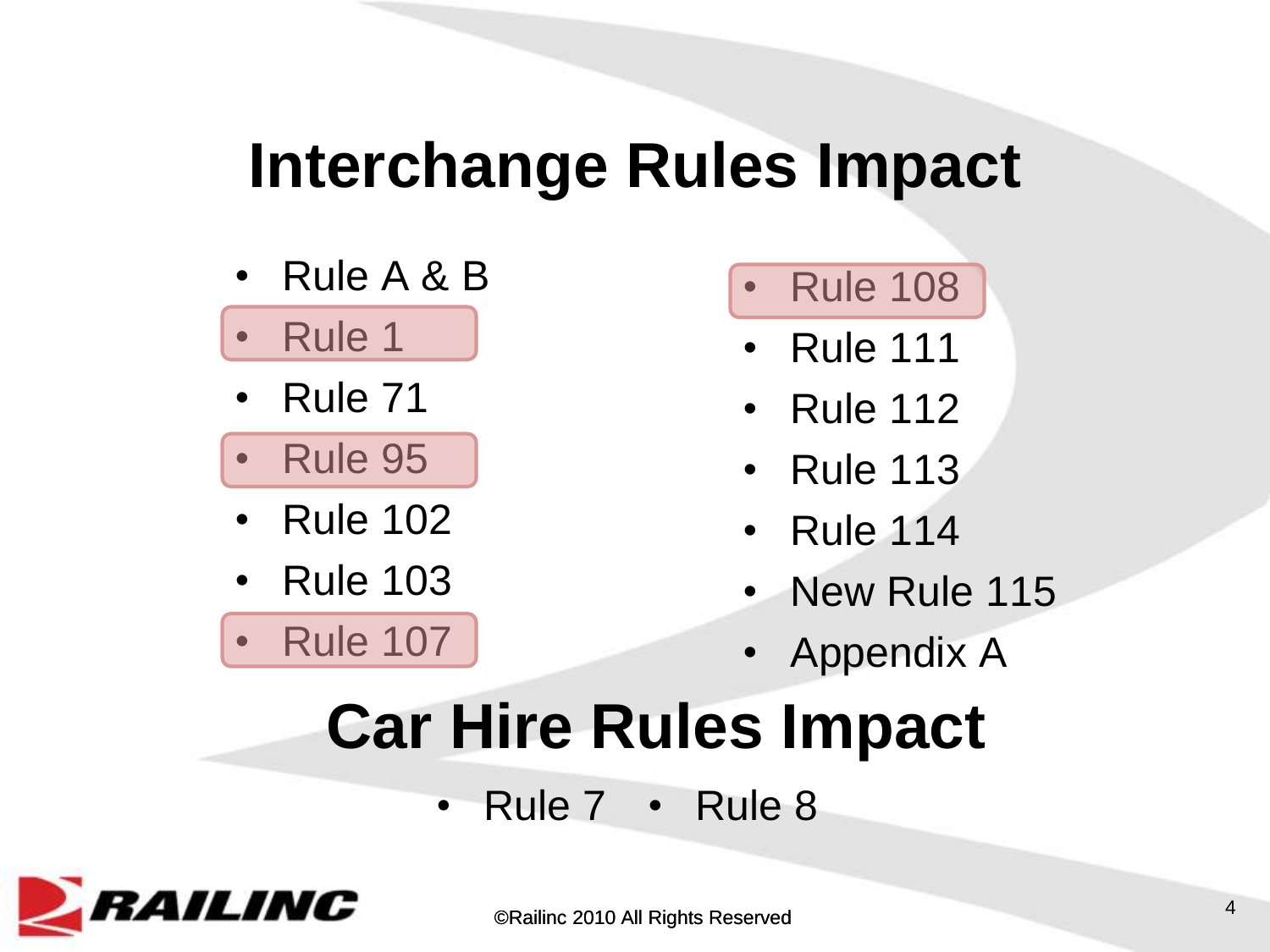# Interchange Rules Impact

- Rule A & B
- Rule 1
- Rule 71
- Rule 95
- Rule 102
- Rule 103
- Rule 107
- Rule 108
- Rule 111
- Rule 112
- Rule 113
- Rule 114
- New Rule 115
- Appendix A

# Car Hire Rules Impact

- Rule 7
- Rule 8

©Railinc 2010 All Rights Reserved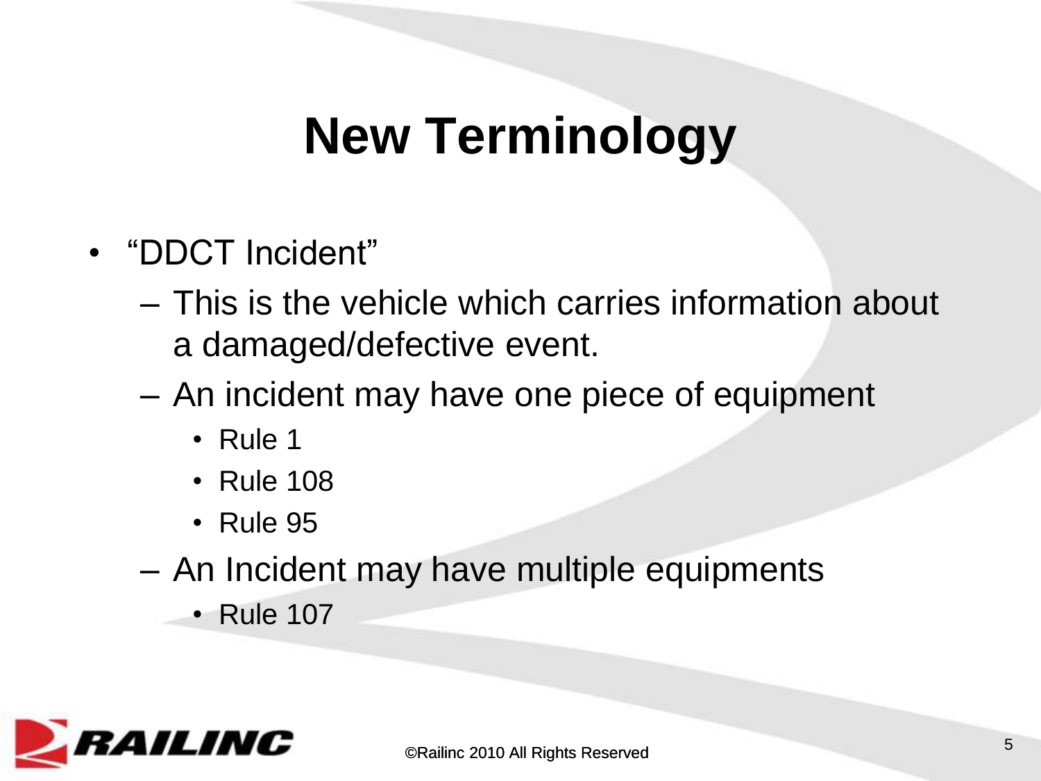# New Terminology

- "DDCT Incident"
  - This is the vehicle which carries information about a damaged/defective event.
  - An incident may have one piece of equipment
    - Rule 1
    - Rule 108
    - Rule 95
  - An Incident may have multiple equipments
    - Rule 107

©Railinc 2010 All Rights Reserved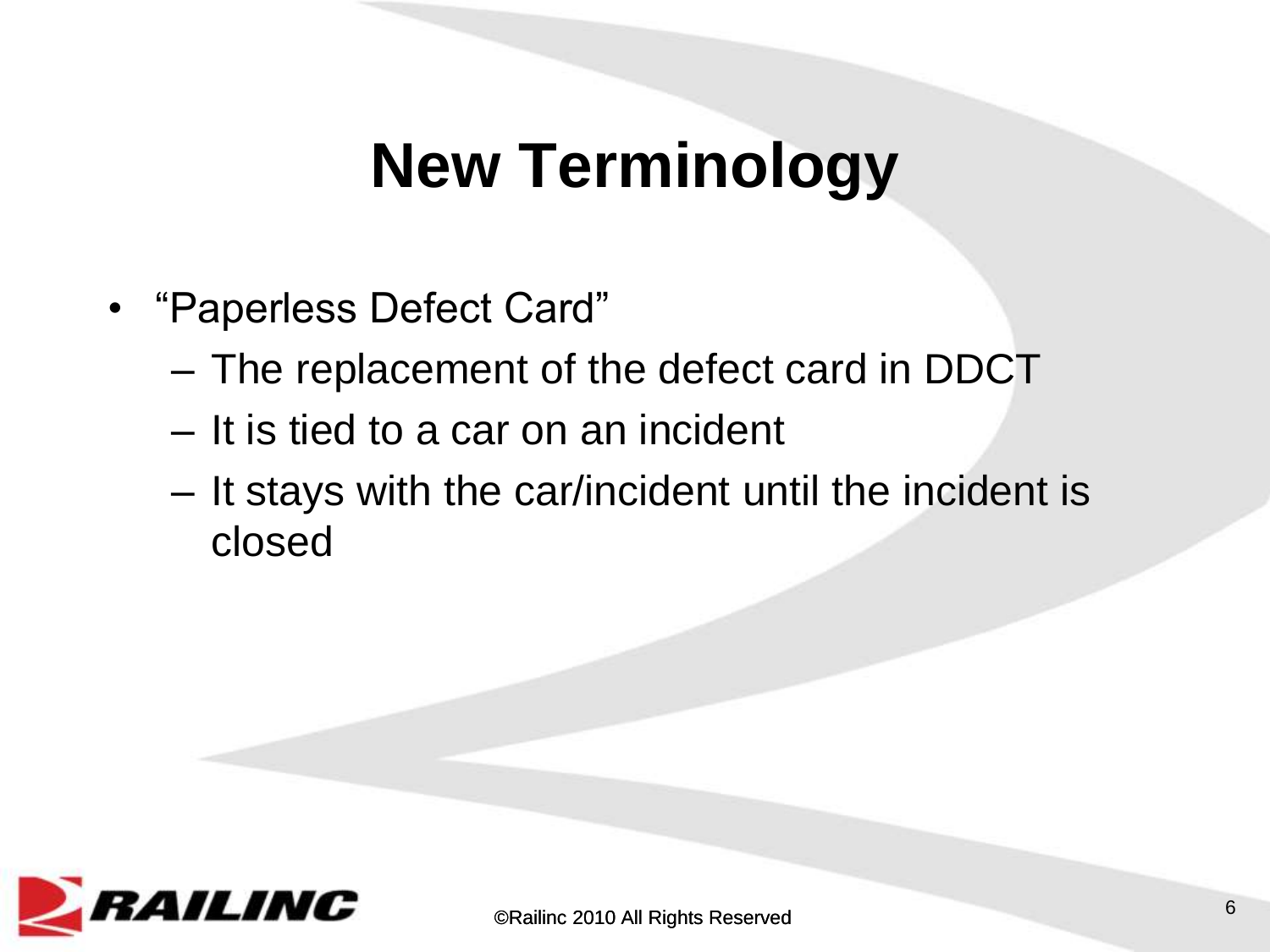# New Terminology

- "Paperless Defect Card"
  - The replacement of the defect card in DDCT
  - It is tied to a car on an incident
  - It stays with the car/incident until the incident is closed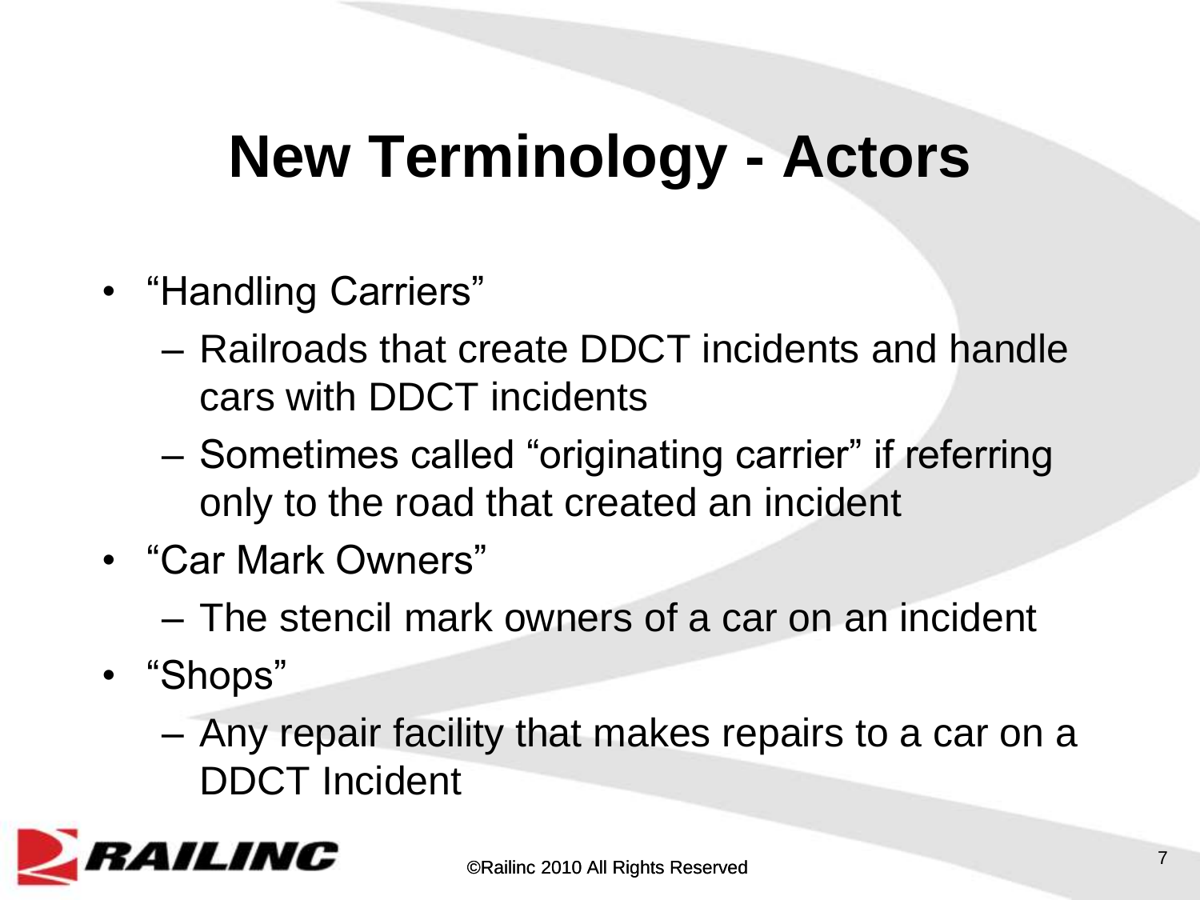# New Terminology - Actors

- "Handling Carriers"
  - Railroads that create DDCT incidents and handle cars with DDCT incidents
  - Sometimes called "originating carrier" if referring only to the road that created an incident
- "Car Mark Owners"
  - The stencil mark owners of a car on an incident
- "Shops"
  - Any repair facility that makes repairs to a car on a DDCT Incident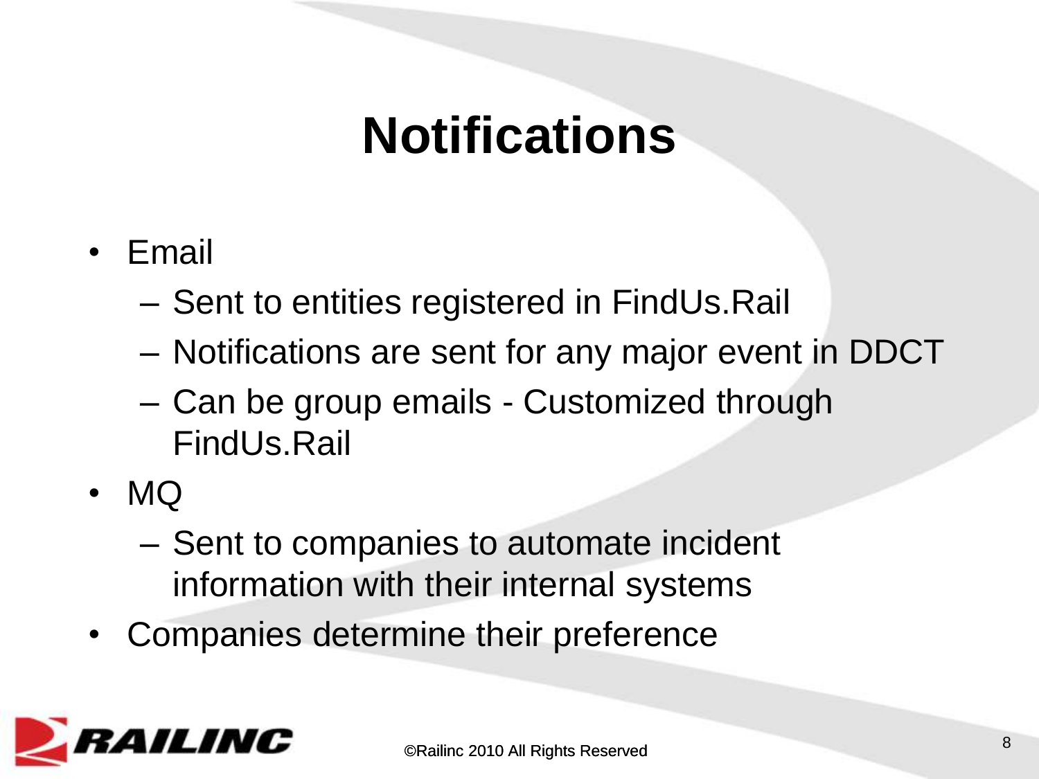# Notifications

- Email
  - Sent to entities registered in FindUs.Rail
  - Notifications are sent for any major event in DDCT
  - Can be group emails - Customized through FindUs.Rail
- MQ
  - Sent to companies to automate incident information with their internal systems
- Companies determine their preference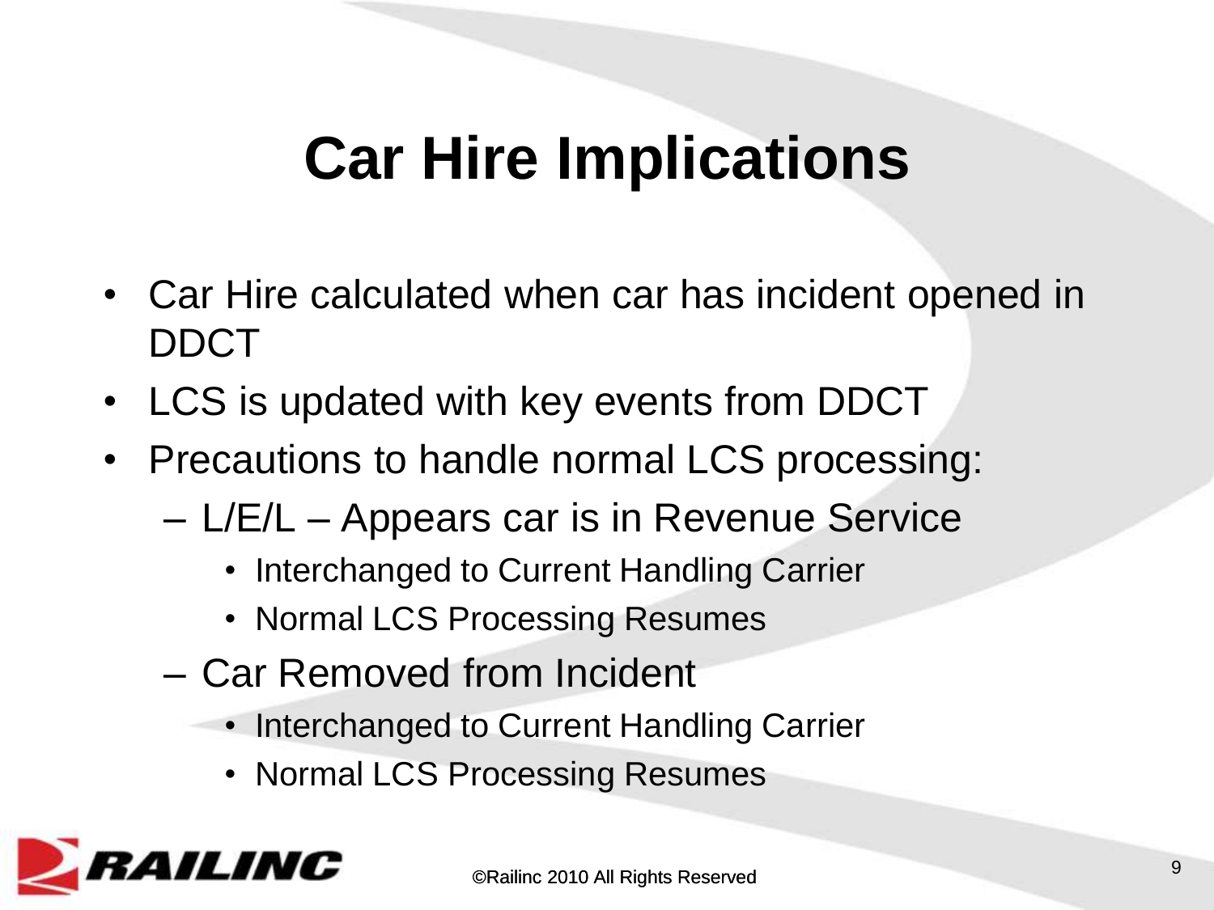# Car Hire Implications

- Car Hire calculated when car has incident opened in DDCT
- LCS is updated with key events from DDCT
- Precautions to handle normal LCS processing:
  - L/E/L – Appears car is in Revenue Service
    - Interchanged to Current Handling Carrier
    - Normal LCS Processing Resumes
  - Car Removed from Incident
    - Interchanged to Current Handling Carrier
    - Normal LCS Processing Resumes

©Railinc 2010 All Rights Reserved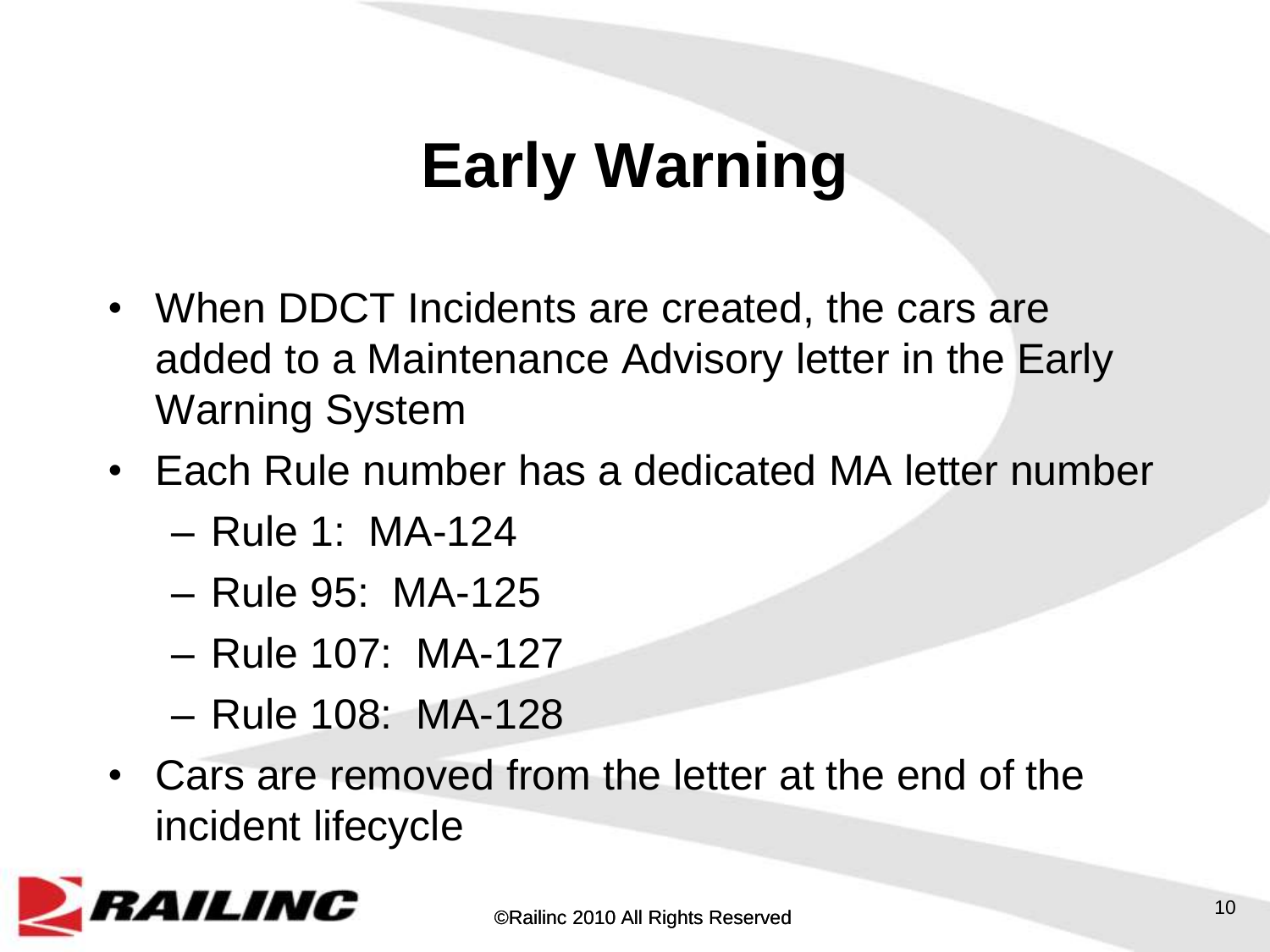# Early Warning

- When DDCT Incidents are created, the cars are added to a Maintenance Advisory letter in the Early Warning System
- Each Rule number has a dedicated MA letter number
  - Rule 1: MA-124
  - Rule 95: MA-125
  - Rule 107: MA-127
  - Rule 108: MA-128
- Cars are removed from the letter at the end of the incident lifecycle

©Railinc 2010 All Rights Reserved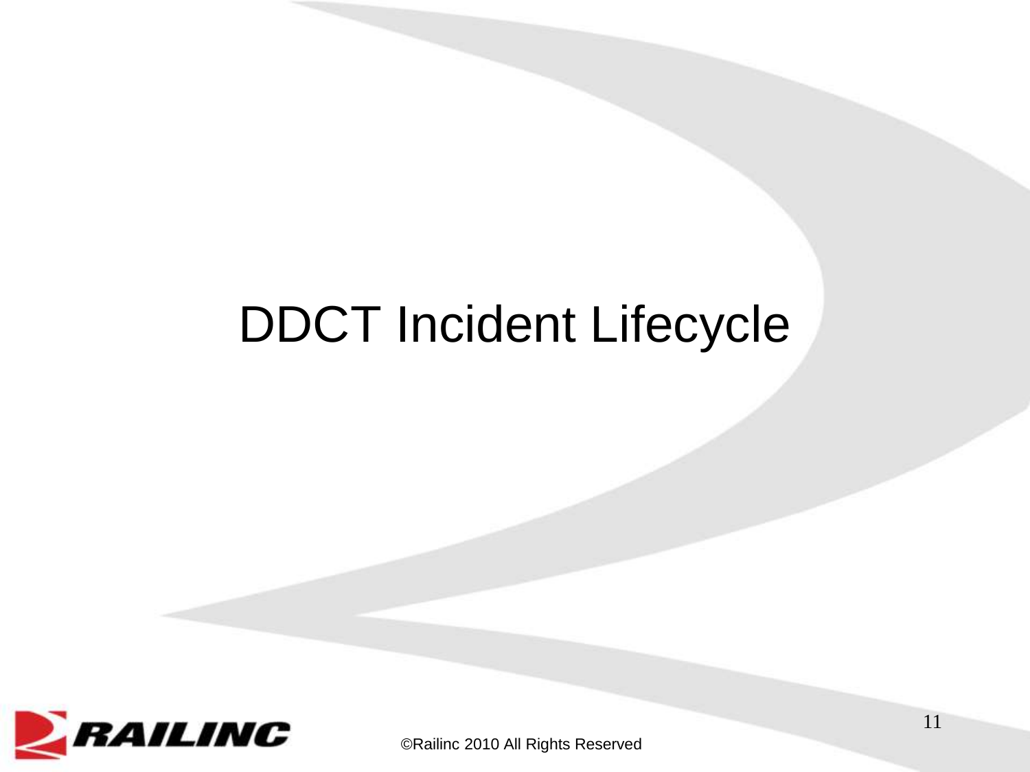# DDCT Incident Lifecycle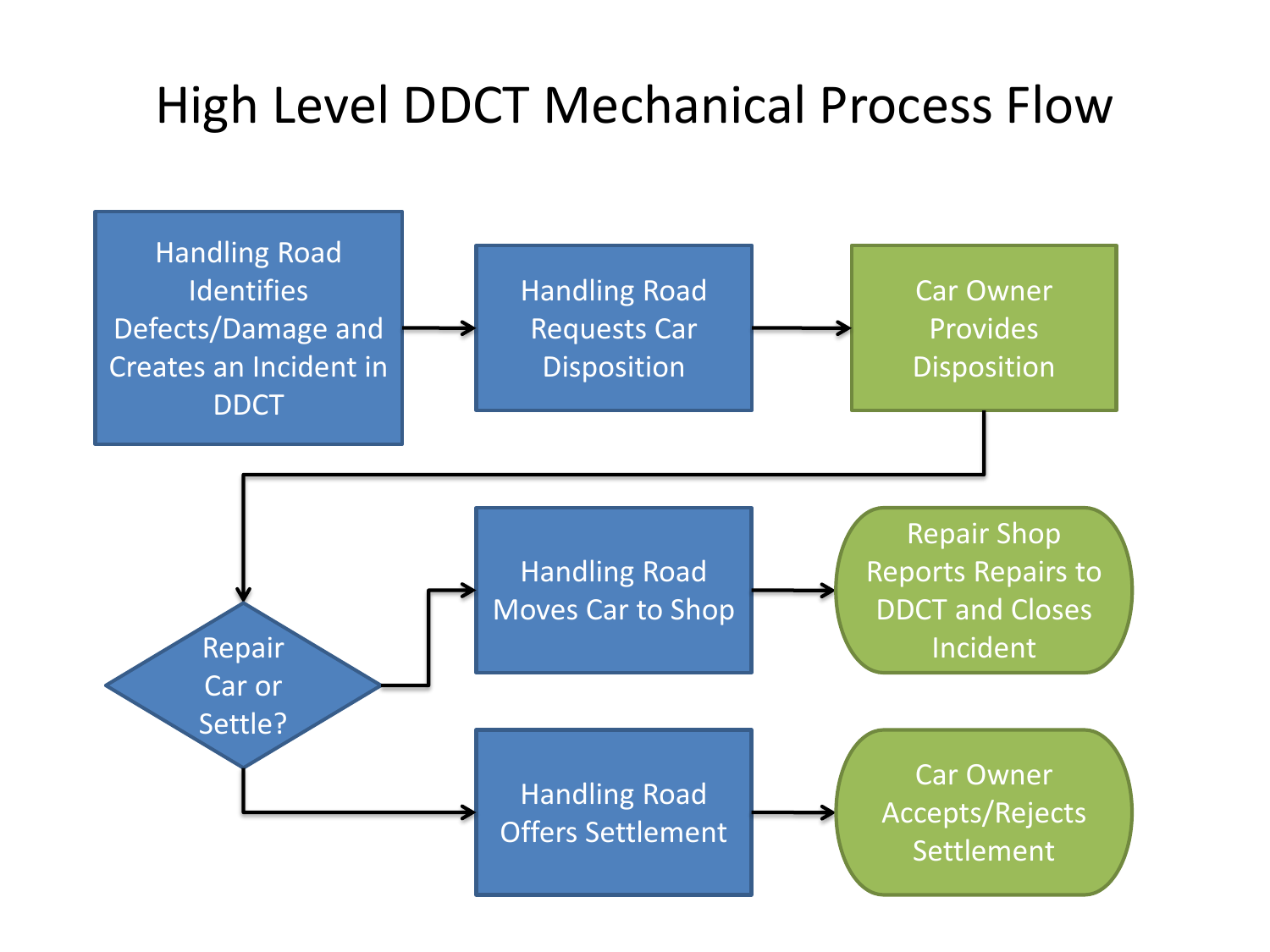# High Level DDCT Mechanical Process Flow

1. Handling Road Identifies Defects/Damage and Creates an Incident in DDCT
2. Handling Road Requests Car Disposition
3. Car Owner Provides Disposition
4. Repair Car or Settle?
   - Handling Road Moves Car to Shop → Repair Shop Reports Repairs to DDCT and Closes Incident
   - Handling Road Offers Settlement → Car Owner Accepts/Rejects Settlement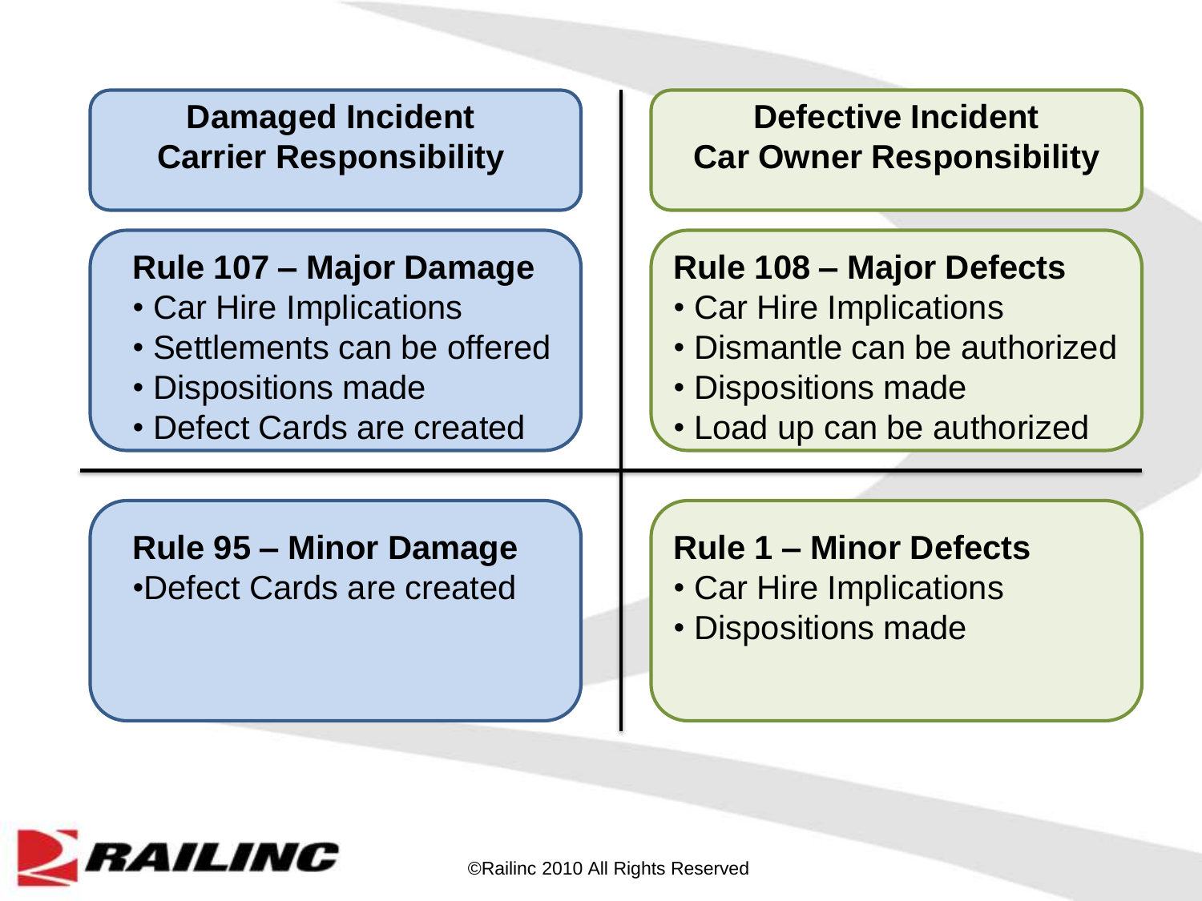## Damaged Incident Carrier Responsibility

### Rule 107 – Major Damage

- Car Hire Implications
- Settlements can be offered
- Dispositions made
- Defect Cards are created

### Rule 95 – Minor Damage

- Defect Cards are created

## Defective Incident Car Owner Responsibility

### Rule 108 – Major Defects

- Car Hire Implications
- Dismantle can be authorized
- Dispositions made
- Load up can be authorized

### Rule 1 – Minor Defects

- Car Hire Implications
- Dispositions made

©Railinc 2010 All Rights Reserved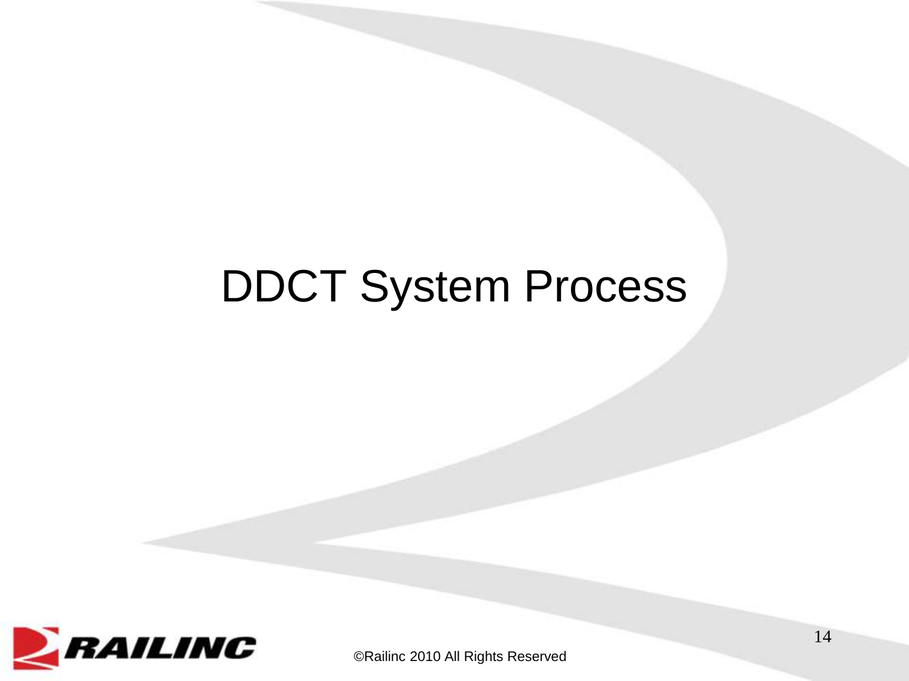# DDCT System Process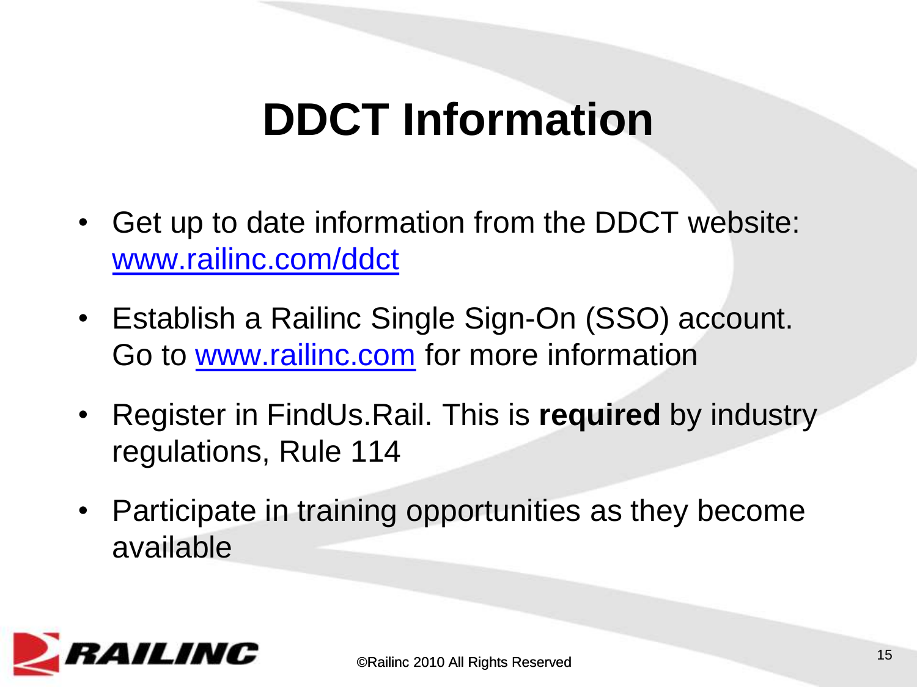# DDCT Information

- Get up to date information from the DDCT website: www.railinc.com/ddct
- Establish a Railinc Single Sign-On (SSO) account. Go to www.railinc.com for more information
- Register in FindUs.Rail. This is **required** by industry regulations, Rule 114
- Participate in training opportunities as they become available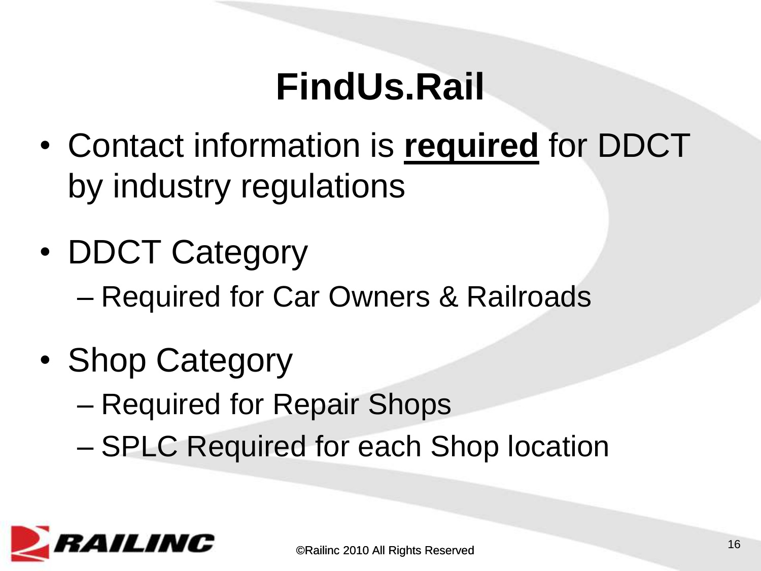# FindUs.Rail

- Contact information is **required** for DDCT by industry regulations
- DDCT Category
  - Required for Car Owners & Railroads
- Shop Category
  - Required for Repair Shops
  - SPLC Required for each Shop location

©Railinc 2010 All Rights Reserved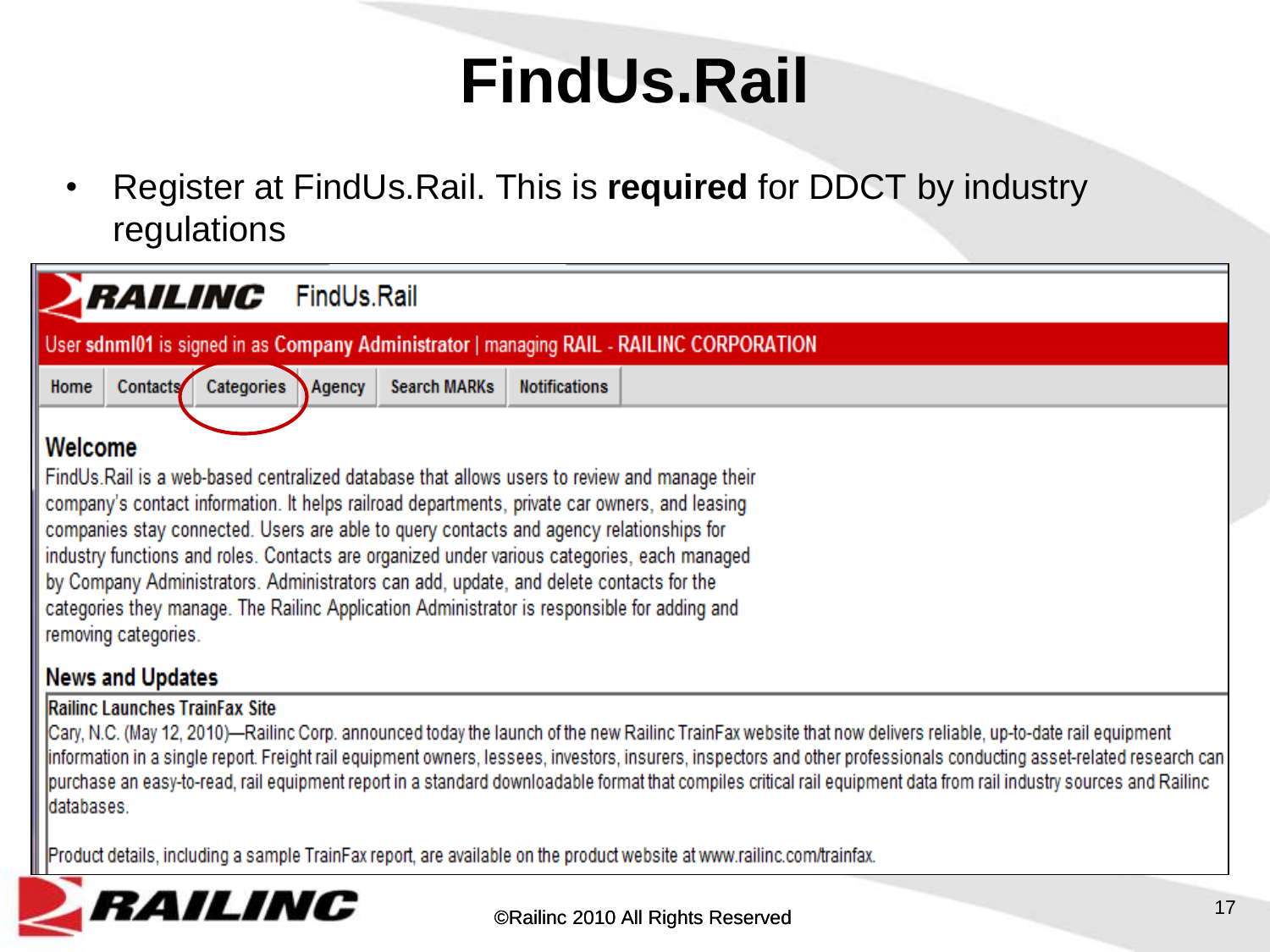# FindUs.Rail

- Register at FindUs.Rail. This is **required** for DDCT by industry regulations

RAILINC FindUs.Rail

User **sdnml01** is signed in as **Company Administrator** | managing **RAIL - RAILINC CORPORATION**

Home | Contacts | Categories | Agency | Search MARKs | Notifications

## Welcome

FindUs.Rail is a web-based centralized database that allows users to review and manage their company's contact information. It helps railroad departments, private car owners, and leasing companies stay connected. Users are able to query contacts and agency relationships for industry functions and roles. Contacts are organized under various categories, each managed by Company Administrators. Administrators can add, update, and delete contacts for the categories they manage. The Railinc Application Administrator is responsible for adding and removing categories.

## News and Updates

**Railinc Launches TrainFax Site**

Cary, N.C. (May 12, 2010)—Railinc Corp. announced today the launch of the new Railinc TrainFax website that now delivers reliable, up-to-date rail equipment information in a single report. Freight rail equipment owners, lessees, investors, insurers, inspectors and other professionals conducting asset-related research can purchase an easy-to-read, rail equipment report in a standard downloadable format that compiles critical rail equipment data from rail industry sources and Railinc databases.

Product details, including a sample TrainFax report, are available on the product website at www.railinc.com/trainfax.

©Railinc 2010 All Rights Reserved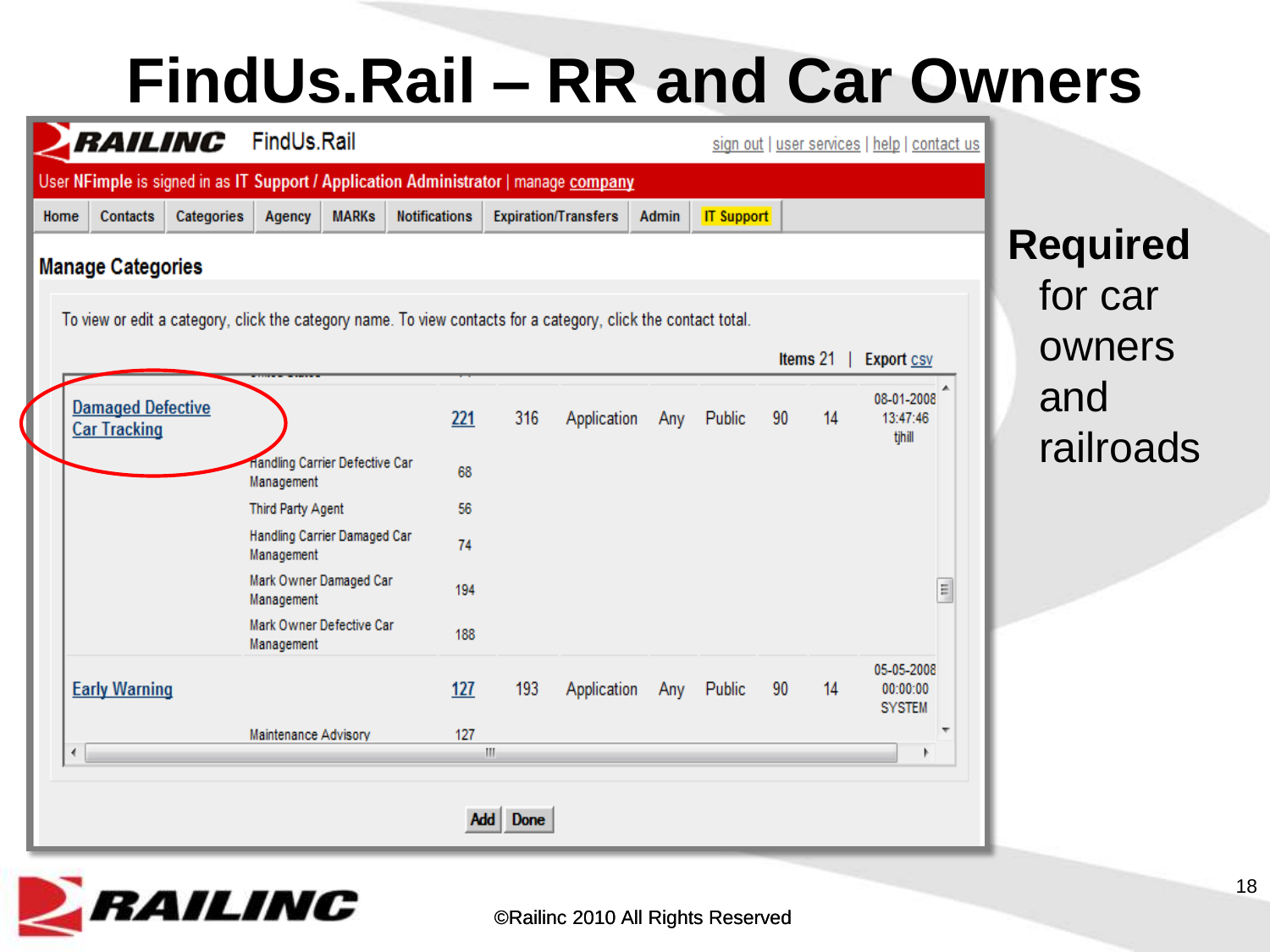# FindUs.Rail – RR and Car Owners

RAILINC FindUs.Rail — sign out | user services | help | contact us

User NFimple is signed in as IT Support / Application Administrator | manage company

Home | Contacts | Categories | Agency | MARKs | Notifications | Expiration/Transfers | Admin | IT Support

## Manage Categories

To view or edit a category, click the category name. To view contacts for a category, click the contact total.

Items 21 | Export csv

| | | | | | | | | |
|---|---|---|---|---|---|---|---|---|
| Damaged Defective Car Tracking | | 221 | 316 | Application | Any | Public | 90 | 14 | 08-01-2008 13:47:46 tjhill |
| | Handling Carrier Defective Car Management | 68 | | | | | | | |
| | Third Party Agent | 56 | | | | | | | |
| | Handling Carrier Damaged Car Management | 74 | | | | | | | |
| | Mark Owner Damaged Car Management | 194 | | | | | | | |
| | Mark Owner Defective Car Management | 188 | | | | | | | |
| Early Warning | | 127 | 193 | Application | Any | Public | 90 | 14 | 05-05-2008 00:00:00 SYSTEM |
| | Maintenance Advisory | 127 | | | | | | | |

Add | Done

**Required** for car owners and railroads

©Railinc 2010 All Rights Reserved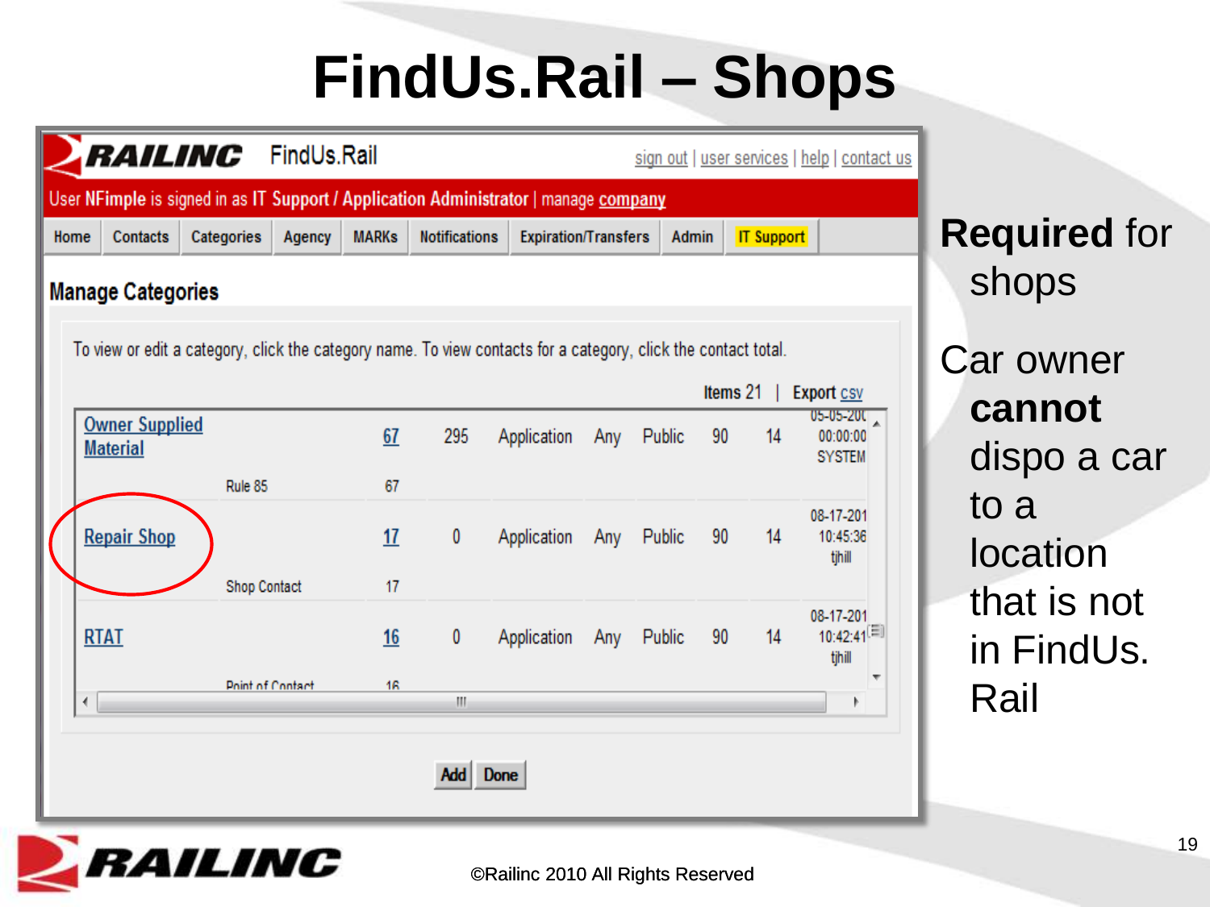# FindUs.Rail – Shops

RAILINC FindUs.Rail

sign out | user services | help | contact us

User NFimple is signed in as IT Support / Application Administrator | manage company

Home | Contacts | Categories | Agency | MARKs | Notifications | Expiration/Transfers | Admin | IT Support

## Manage Categories

To view or edit a category, click the category name. To view contacts for a category, click the contact total.

Items 21 | Export csv

| | | | | | | | | | |
|---|---|---|---|---|---|---|---|---|---|
| Owner Supplied Material | | 67 | 295 | Application | Any | Public | 90 | 14 | 05-05-200 00:00:00 SYSTEM |
| | Rule 85 | 67 | | | | | | | |
| Repair Shop | | 17 | 0 | Application | Any | Public | 90 | 14 | 08-17-201 10:45:36 tjhill |
| | Shop Contact | 17 | | | | | | | |
| RTAT | | 16 | 0 | Application | Any | Public | 90 | 14 | 08-17-201 10:42:41 tjhill |
| | Point of Contact | 16 | | | | | | | |

Add | Done

**Required** for shops

Car owner **cannot** dispo a car to a location that is not in FindUs.Rail

©Railinc 2010 All Rights Reserved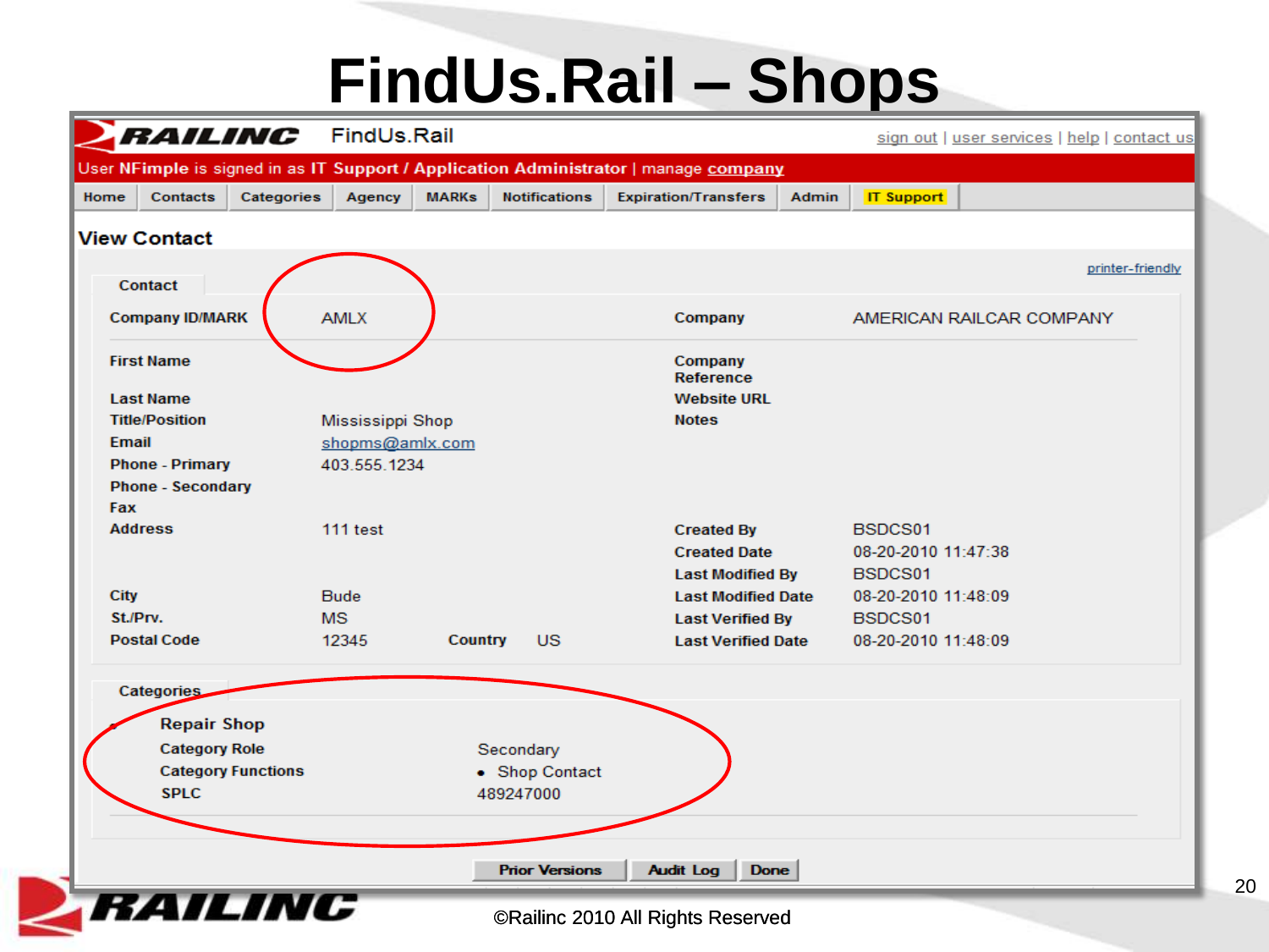# FindUs.Rail – Shops

RAILINC FindUs.Rail

sign out | user services | help | contact us

User NFimple is signed in as IT Support / Application Administrator | manage company

Home | Contacts | Categories | Agency | MARKs | Notifications | Expiration/Transfers | Admin | IT Support

## View Contact

printer-friendly

**Contact**

| | | | |
|---|---|---|---|
| **Company ID/MARK** | AMLX | **Company** | AMERICAN RAILCAR COMPANY |
| **First Name** | | **Company Reference** | |
| **Last Name** | | **Website URL** | |
| **Title/Position** | Mississippi Shop | **Notes** | |
| **Email** | shopms@amlx.com | | |
| **Phone - Primary** | 403.555.1234 | | |
| **Phone - Secondary** | | | |
| **Fax** | | | |
| **Address** | 111 test | **Created By** | BSDCS01 |
| | | **Created Date** | 08-20-2010 11:47:38 |
| | | **Last Modified By** | BSDCS01 |
| **City** | Bude | **Last Modified Date** | 08-20-2010 11:48:09 |
| **St./Prv.** | MS | **Last Verified By** | BSDCS01 |
| **Postal Code** | 12345 **Country** US | **Last Verified Date** | 08-20-2010 11:48:09 |

**Categories**

- **Repair Shop**

| | |
|---|---|
| **Category Role** | Secondary |
| **Category Functions** | • Shop Contact |
| **SPLC** | 489247000 |

Prior Versions | Audit Log | Done

©Railinc 2010 All Rights Reserved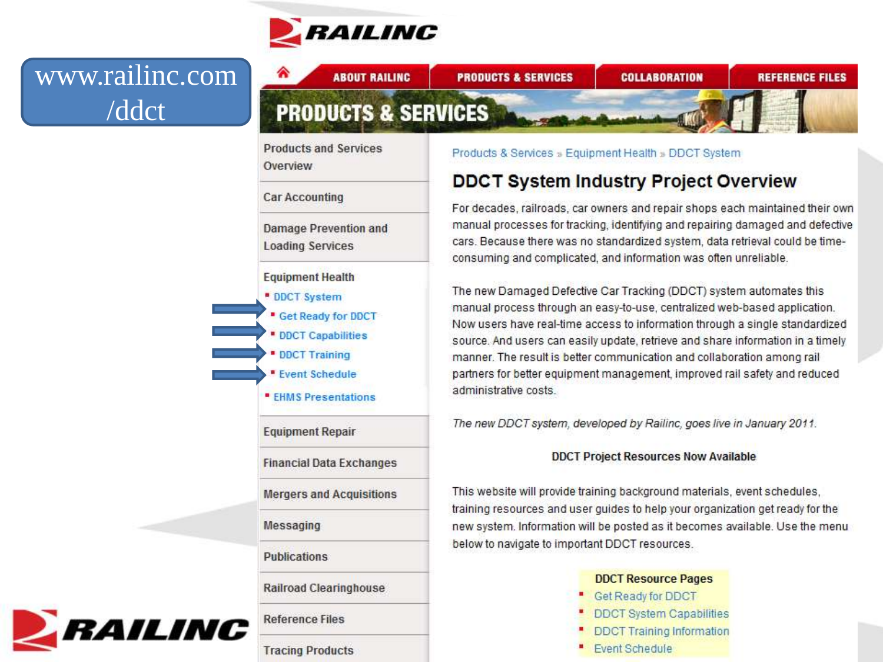www.railinc.com/ddct

RAILINC

ABOUT RAILINC | PRODUCTS & SERVICES | COLLABORATION | REFERENCE FILES

# PRODUCTS & SERVICES

- Products and Services Overview
- Car Accounting
- Damage Prevention and Loading Services
- Equipment Health
  - DDCT System
    - Get Ready for DDCT
    - DDCT Capabilities
    - DDCT Training
    - Event Schedule
  - EHMS Presentations
- Equipment Repair
- Financial Data Exchanges
- Mergers and Acquisitions
- Messaging
- Publications
- Railroad Clearinghouse
- Reference Files
- Tracing Products

Products & Services » Equipment Health » DDCT System

## DDCT System Industry Project Overview

For decades, railroads, car owners and repair shops each maintained their own manual processes for tracking, identifying and repairing damaged and defective cars. Because there was no standardized system, data retrieval could be time-consuming and complicated, and information was often unreliable.

The new Damaged Defective Car Tracking (DDCT) system automates this manual process through an easy-to-use, centralized web-based application. Now users have real-time access to information through a single standardized source. And users can easily update, retrieve and share information in a timely manner. The result is better communication and collaboration among rail partners for better equipment management, improved rail safety and reduced administrative costs.

*The new DDCT system, developed by Railinc, goes live in January 2011.*

**DDCT Project Resources Now Available**

This website will provide training background materials, event schedules, training resources and user guides to help your organization get ready for the new system. Information will be posted as it becomes available. Use the menu below to navigate to important DDCT resources.

**DDCT Resource Pages**

- Get Ready for DDCT
- DDCT System Capabilities
- DDCT Training Information
- Event Schedule

RAILINC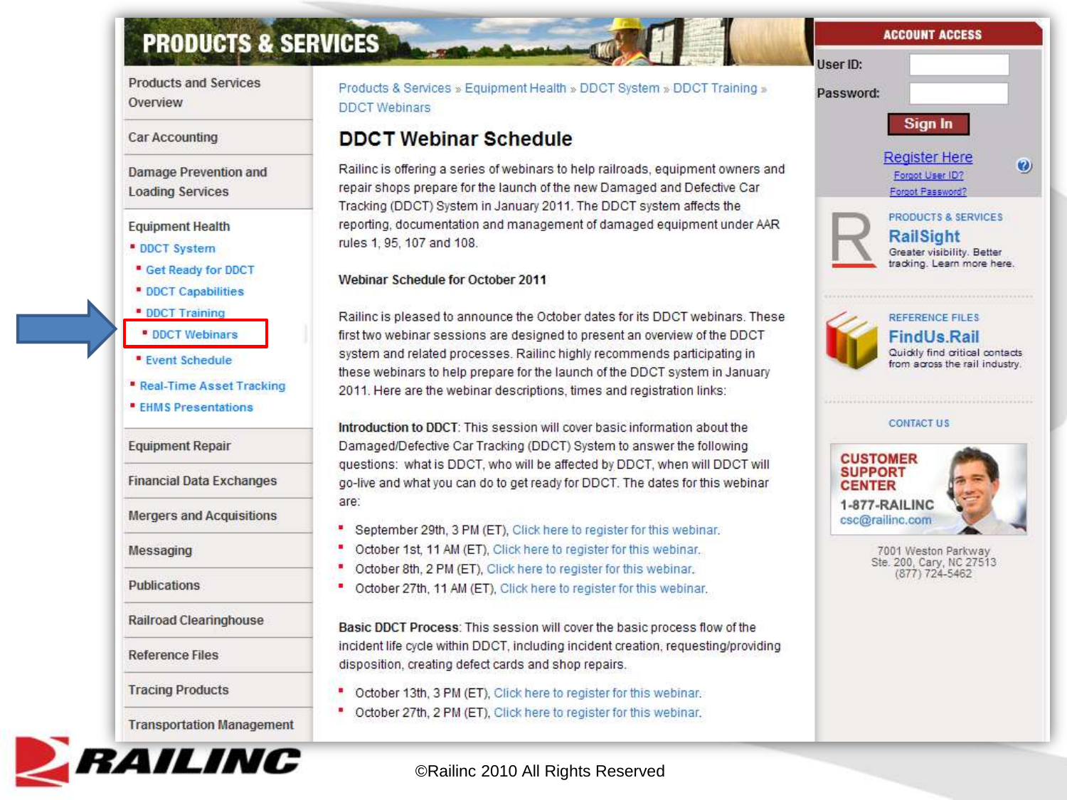# PRODUCTS & SERVICES

- Products and Services Overview
- Car Accounting
- Damage Prevention and Loading Services
- Equipment Health
  - DDCT System
    - Get Ready for DDCT
    - DDCT Capabilities
    - DDCT Training
      - DDCT Webinars
    - Event Schedule
  - Real-Time Asset Tracking
  - EHMS Presentations
- Equipment Repair
- Financial Data Exchanges
- Mergers and Acquisitions
- Messaging
- Publications
- Railroad Clearinghouse
- Reference Files
- Tracing Products
- Transportation Management

Products & Services » Equipment Health » DDCT System » DDCT Training » DDCT Webinars

## DDCT Webinar Schedule

Railinc is offering a series of webinars to help railroads, equipment owners and repair shops prepare for the launch of the new Damaged and Defective Car Tracking (DDCT) System in January 2011. The DDCT system affects the reporting, documentation and management of damaged equipment under AAR rules 1, 95, 107 and 108.

**Webinar Schedule for October 2011**

Railinc is pleased to announce the October dates for its DDCT webinars. These first two webinar sessions are designed to present an overview of the DDCT system and related processes. Railinc highly recommends participating in these webinars to help prepare for the launch of the DDCT system in January 2011. Here are the webinar descriptions, times and registration links:

**Introduction to DDCT**: This session will cover basic information about the Damaged/Defective Car Tracking (DDCT) System to answer the following questions: what is DDCT, who will be affected by DDCT, when will DDCT will go-live and what you can do to get ready for DDCT. The dates for this webinar are:

- September 29th, 3 PM (ET), Click here to register for this webinar.
- October 1st, 11 AM (ET), Click here to register for this webinar.
- October 8th, 2 PM (ET), Click here to register for this webinar.
- October 27th, 11 AM (ET), Click here to register for this webinar.

**Basic DDCT Process**: This session will cover the basic process flow of the incident life cycle within DDCT, including incident creation, requesting/providing disposition, creating defect cards and shop repairs.

- October 13th, 3 PM (ET), Click here to register for this webinar.
- October 27th, 2 PM (ET), Click here to register for this webinar.

**ACCOUNT ACCESS**

User ID:

Password:

Sign In

Register Here

Forgot User ID?

Forgot Password?

PRODUCTS & SERVICES

**RailSight**

Greater visibility. Better tracking. Learn more here.

REFERENCE FILES

**FindUs.Rail**

Quickly find critical contacts from across the rail industry.

CONTACT US

CUSTOMER SUPPORT CENTER

1-877-RAILINC

csc@railinc.com

7001 Weston Parkway
Ste. 200, Cary, NC 27513
(877) 724-5462

RAILINC

©Railinc 2010 All Rights Reserved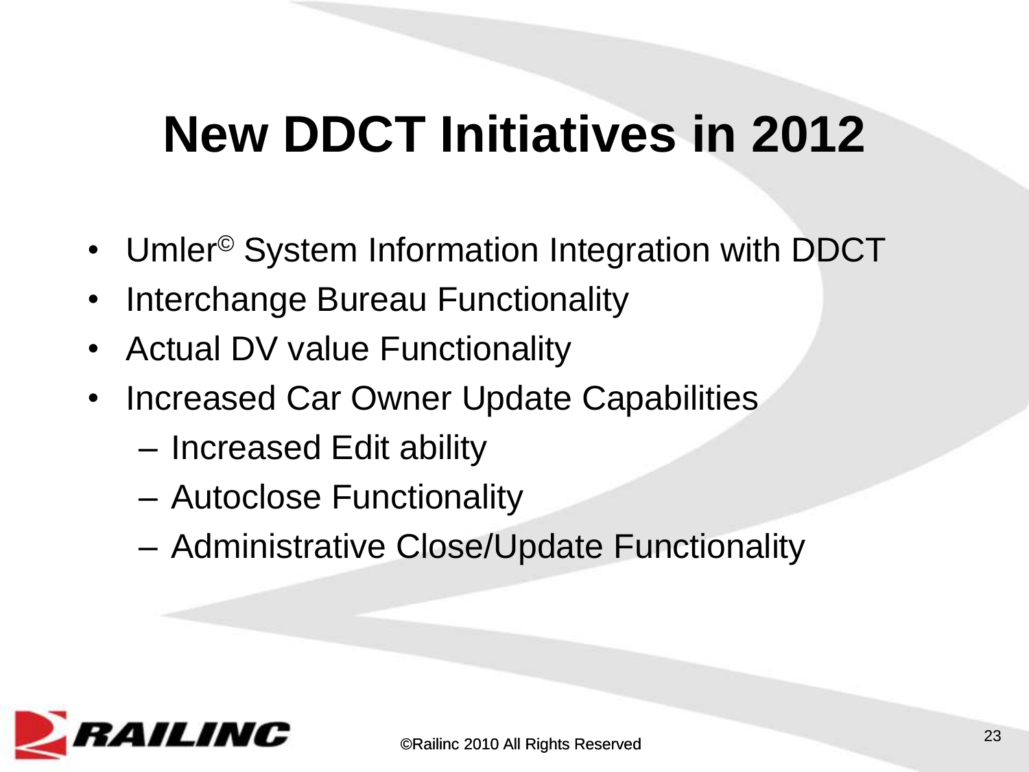# New DDCT Initiatives in 2012

- Umler© System Information Integration with DDCT
- Interchange Bureau Functionality
- Actual DV value Functionality
- Increased Car Owner Update Capabilities
  - Increased Edit ability
  - Autoclose Functionality
  - Administrative Close/Update Functionality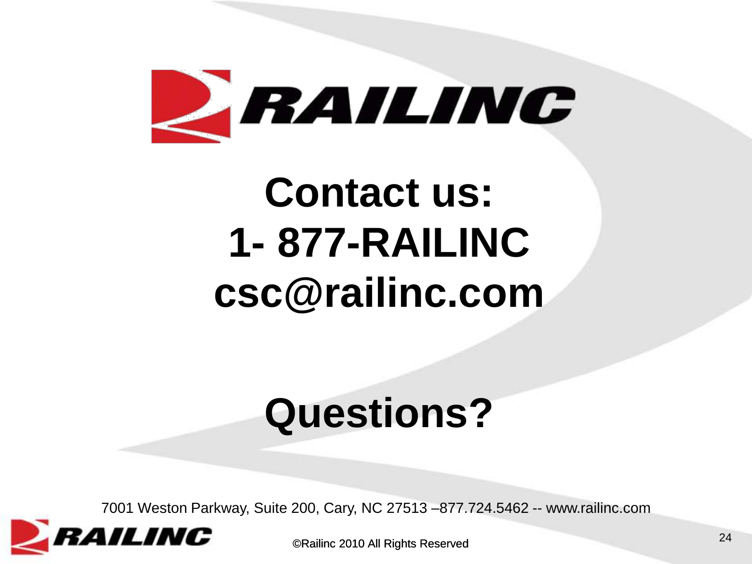RAILINC

# Contact us:
# 1- 877-RAILINC
# csc@railinc.com

# Questions?

7001 Weston Parkway, Suite 200, Cary, NC 27513 –877.724.5462 -- www.railinc.com

©Railinc 2010 All Rights Reserved